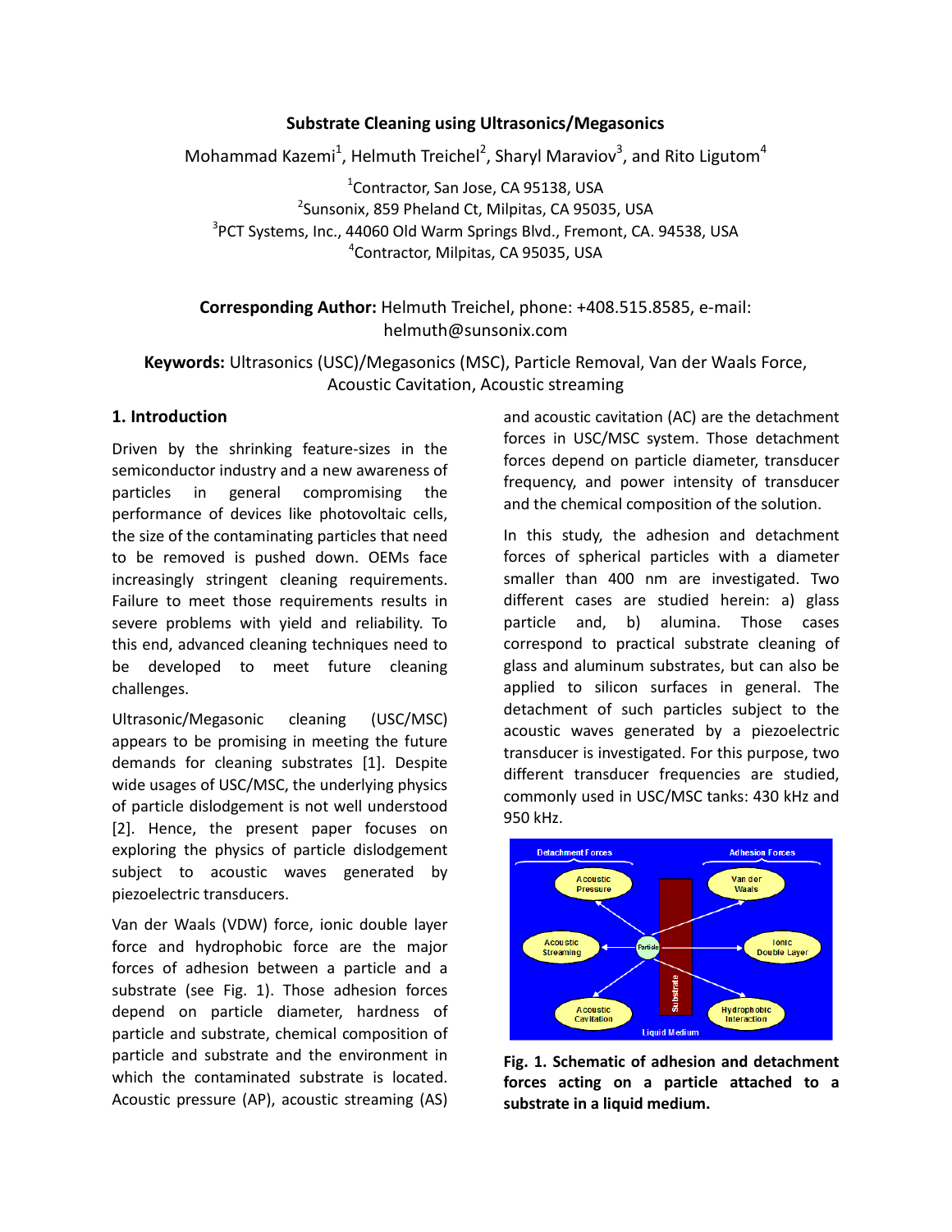# Substrate Cleaning using Ultrasonics/Megasonics

Mohammad Kazemi[1], Helmuth Treichel[2], Sharyl Maraviov[3], and Rito Ligutom[4]

[1]Contractor, San Jose, CA 95138, USA
[2]Sunsonix, 859 Pheland Ct, Milpitas, CA 95035, USA
[3]PCT Systems, Inc., 44060 Old Warm Springs Blvd., Fremont, CA. 94538, USA
[4]Contractor, Milpitas, CA 95035, USA

**Corresponding Author:** Helmuth Treichel, phone: +408.515.8585, e-mail: helmuth@sunsonix.com

**Keywords:** Ultrasonics (USC)/Megasonics (MSC), Particle Removal, Van der Waals Force, Acoustic Cavitation, Acoustic streaming

## 1. Introduction

Driven by the shrinking feature-sizes in the semiconductor industry and a new awareness of particles in general compromising the performance of devices like photovoltaic cells, the size of the contaminating particles that need to be removed is pushed down. OEMs face increasingly stringent cleaning requirements. Failure to meet those requirements results in severe problems with yield and reliability. To this end, advanced cleaning techniques need to be developed to meet future cleaning challenges.

Ultrasonic/Megasonic cleaning (USC/MSC) appears to be promising in meeting the future demands for cleaning substrates [1]. Despite wide usages of USC/MSC, the underlying physics of particle dislodgement is not well understood [2]. Hence, the present paper focuses on exploring the physics of particle dislodgement subject to acoustic waves generated by piezoelectric transducers.

Van der Waals (VDW) force, ionic double layer force and hydrophobic force are the major forces of adhesion between a particle and a substrate (see Fig. 1). Those adhesion forces depend on particle diameter, hardness of particle and substrate, chemical composition of particle and substrate and the environment in which the contaminated substrate is located. Acoustic pressure (AP), acoustic streaming (AS) and acoustic cavitation (AC) are the detachment forces in USC/MSC system. Those detachment forces depend on particle diameter, transducer frequency, and power intensity of transducer and the chemical composition of the solution.

In this study, the adhesion and detachment forces of spherical particles with a diameter smaller than 400 nm are investigated. Two different cases are studied herein: a) glass particle and, b) alumina. Those cases correspond to practical substrate cleaning of glass and aluminum substrates, but can also be applied to silicon surfaces in general. The detachment of such particles subject to the acoustic waves generated by a piezoelectric transducer is investigated. For this purpose, two different transducer frequencies are studied, commonly used in USC/MSC tanks: 430 kHz and 950 kHz.

**Fig. 1. Schematic of adhesion and detachment forces acting on a particle attached to a substrate in a liquid medium.**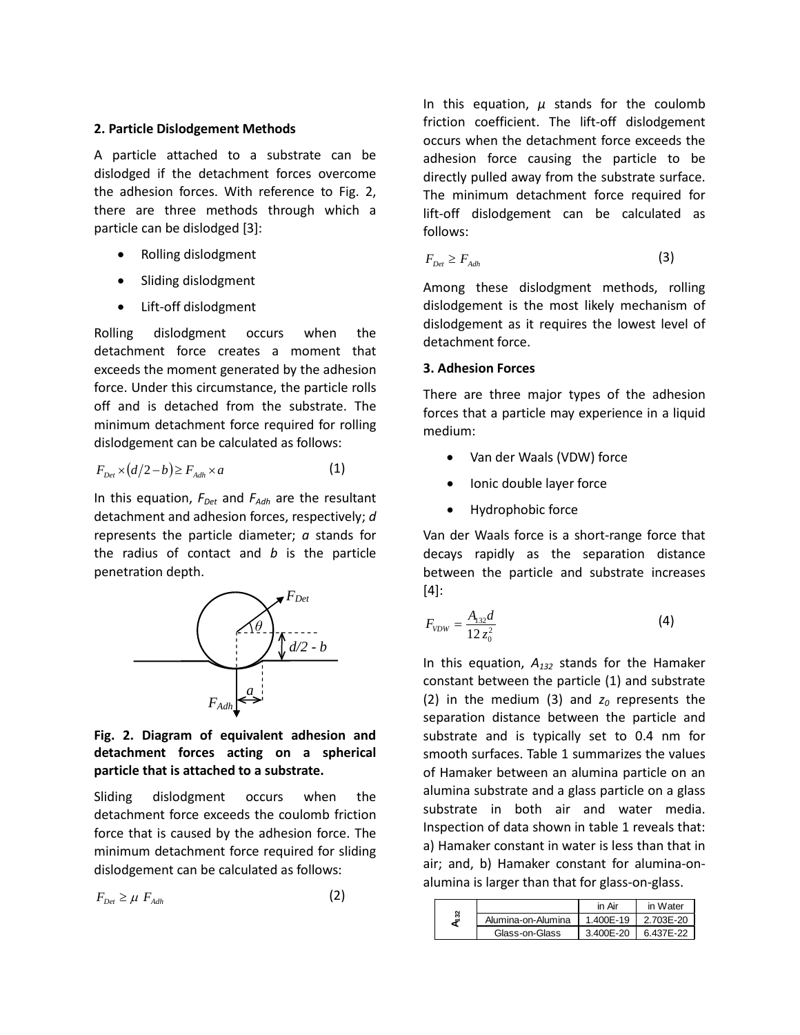## 2. Particle Dislodgement Methods

A particle attached to a substrate can be dislodged if the detachment forces overcome the adhesion forces. With reference to Fig. 2, there are three methods through which a particle can be dislodged [3]:

- Rolling dislodgment
- Sliding dislodgment
- Lift-off dislodgment

Rolling dislodgment occurs when the detachment force creates a moment that exceeds the moment generated by the adhesion force. Under this circumstance, the particle rolls off and is detached from the substrate. The minimum detachment force required for rolling dislodgement can be calculated as follows:

$$F_{Det} \times (d/2 - b) \geq F_{Adh} \times a \tag{1}$$

In this equation, $F_{Det}$ and $F_{Adh}$ are the resultant detachment and adhesion forces, respectively; $d$ represents the particle diameter; $a$ stands for the radius of contact and $b$ is the particle penetration depth.

**Fig. 2. Diagram of equivalent adhesion and detachment forces acting on a spherical particle that is attached to a substrate.**

Sliding dislodgment occurs when the detachment force exceeds the coulomb friction force that is caused by the adhesion force. The minimum detachment force required for sliding dislodgement can be calculated as follows:

$$F_{Det} \geq \mu \ F_{Adh} \tag{2}$$

In this equation, $\mu$ stands for the coulomb friction coefficient. The lift-off dislodgement occurs when the detachment force exceeds the adhesion force causing the particle to be directly pulled away from the substrate surface. The minimum detachment force required for lift-off dislodgement can be calculated as follows:

$$F_{Det} \geq F_{Adh} \tag{3}$$

Among these dislodgment methods, rolling dislodgement is the most likely mechanism of dislodgement as it requires the lowest level of detachment force.

## 3. Adhesion Forces

There are three major types of the adhesion forces that a particle may experience in a liquid medium:

- Van der Waals (VDW) force
- Ionic double layer force
- Hydrophobic force

Van der Waals force is a short-range force that decays rapidly as the separation distance between the particle and substrate increases [4]:

$$F_{VDW} = \frac{A_{132} d}{12 z_0^2} \tag{4}$$

In this equation, $A_{132}$ stands for the Hamaker constant between the particle (1) and substrate (2) in the medium (3) and $z_0$ represents the separation distance between the particle and substrate and is typically set to 0.4 nm for smooth surfaces. Table 1 summarizes the values of Hamaker between an alumina particle on an alumina substrate and a glass particle on a glass substrate in both air and water media. Inspection of data shown in table 1 reveals that: a) Hamaker constant in water is less than that in air; and, b) Hamaker constant for alumina-on-alumina is larger than that for glass-on-glass.

| | | in Air | in Water |
|---|---|---|---|
| $A_{132}$ | Alumina-on-Alumina | 1.400E-19 | 2.703E-20 |
| | Glass-on-Glass | 3.400E-20 | 6.437E-22 |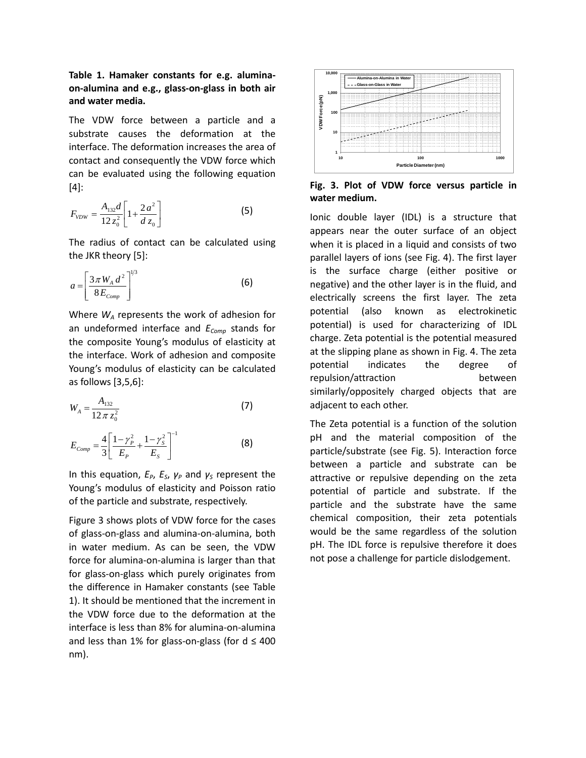**Table 1. Hamaker constants for e.g. alumina-on-alumina and e.g., glass-on-glass in both air and water media.**

The VDW force between a particle and a substrate causes the deformation at the interface. The deformation increases the area of contact and consequently the VDW force which can be evaluated using the following equation [4]:

$$F_{VDW} = \frac{A_{132} d}{12 z_0^2}\left[1 + \frac{2a^2}{d\, z_0}\right] \tag{5}$$

The radius of contact can be calculated using the JKR theory [5]:

$$a = \left[\frac{3\pi W_A d^2}{8 E_{Comp}}\right]^{1/3} \tag{6}$$

Where $W_A$ represents the work of adhesion for an undeformed interface and $E_{Comp}$ stands for the composite Young's modulus of elasticity at the interface. Work of adhesion and composite Young's modulus of elasticity can be calculated as follows [3,5,6]:

$$W_A = \frac{A_{132}}{12\pi z_0^2} \tag{7}$$

$$E_{Comp} = \frac{4}{3}\left[\frac{1-\gamma_P^2}{E_P} + \frac{1-\gamma_S^2}{E_S}\right]^{-1} \tag{8}$$

In this equation, $E_P$, $E_S$, $\gamma_P$ and $\gamma_S$ represent the Young's modulus of elasticity and Poisson ratio of the particle and substrate, respectively.

Figure 3 shows plots of VDW force for the cases of glass-on-glass and alumina-on-alumina, both in water medium. As can be seen, the VDW force for alumina-on-alumina is larger than that for glass-on-glass which purely originates from the difference in Hamaker constants (see Table 1). It should be mentioned that the increment in the VDW force due to the deformation at the interface is less than 8% for alumina-on-alumina and less than 1% for glass-on-glass (for d ≤ 400 nm).

**Fig. 3. Plot of VDW force versus particle in water medium.**

Ionic double layer (IDL) is a structure that appears near the outer surface of an object when it is placed in a liquid and consists of two parallel layers of ions (see Fig. 4). The first layer is the surface charge (either positive or negative) and the other layer is in the fluid, and electrically screens the first layer. The zeta potential (also known as electrokinetic potential) is used for characterizing of IDL charge. Zeta potential is the potential measured at the slipping plane as shown in Fig. 4. The zeta potential indicates the degree of repulsion/attraction between similarly/oppositely charged objects that are adjacent to each other.

The Zeta potential is a function of the solution pH and the material composition of the particle/substrate (see Fig. 5). Interaction force between a particle and substrate can be attractive or repulsive depending on the zeta potential of particle and substrate. If the particle and the substrate have the same chemical composition, their zeta potentials would be the same regardless of the solution pH. The IDL force is repulsive therefore it does not pose a challenge for particle dislodgement.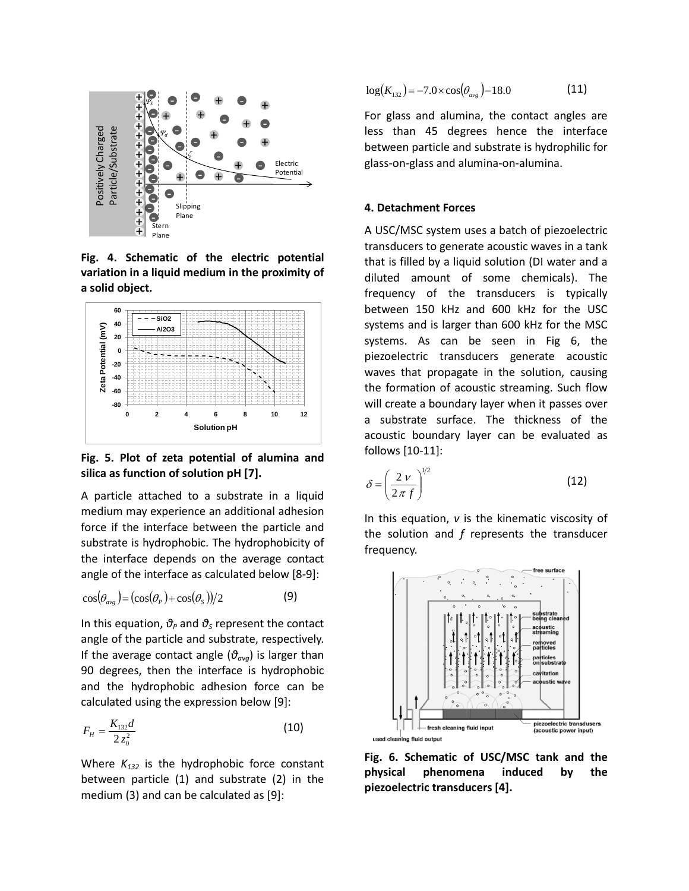Fig. 4. Schematic of the electric potential variation in a liquid medium in the proximity of a solid object.

Fig. 5. Plot of zeta potential of alumina and silica as function of solution pH [7].

A particle attached to a substrate in a liquid medium may experience an additional adhesion force if the interface between the particle and substrate is hydrophobic. The hydrophobicity of the interface depends on the average contact angle of the interface as calculated below [8-9]:

$$\cos(\theta_{avg}) = (\cos(\theta_P) + \cos(\theta_S))/2 \tag{9}$$

In this equation, $\vartheta_P$ and $\vartheta_S$ represent the contact angle of the particle and substrate, respectively. If the average contact angle ($\vartheta_{avg}$) is larger than 90 degrees, then the interface is hydrophobic and the hydrophobic adhesion force can be calculated using the expression below [9]:

$$F_H = \frac{K_{132} d}{2 z_0^2} \tag{10}$$

Where $K_{132}$ is the hydrophobic force constant between particle (1) and substrate (2) in the medium (3) and can be calculated as [9]:

$$\log(K_{132}) = -7.0 \times \cos(\theta_{avg}) - 18.0 \tag{11}$$

For glass and alumina, the contact angles are less than 45 degrees hence the interface between particle and substrate is hydrophilic for glass-on-glass and alumina-on-alumina.

## 4. Detachment Forces

A USC/MSC system uses a batch of piezoelectric transducers to generate acoustic waves in a tank that is filled by a liquid solution (DI water and a diluted amount of some chemicals). The frequency of the transducers is typically between 150 kHz and 600 kHz for the USC systems and is larger than 600 kHz for the MSC systems. As can be seen in Fig 6, the piezoelectric transducers generate acoustic waves that propagate in the solution, causing the formation of acoustic streaming. Such flow will create a boundary layer when it passes over a substrate surface. The thickness of the acoustic boundary layer can be evaluated as follows [10-11]:

$$\delta = \left( \frac{2\,\nu}{2\,\pi\,f} \right)^{1/2} \tag{12}$$

In this equation, $\nu$ is the kinematic viscosity of the solution and $f$ represents the transducer frequency.

Fig. 6. Schematic of USC/MSC tank and the physical phenomena induced by the piezoelectric transducers [4].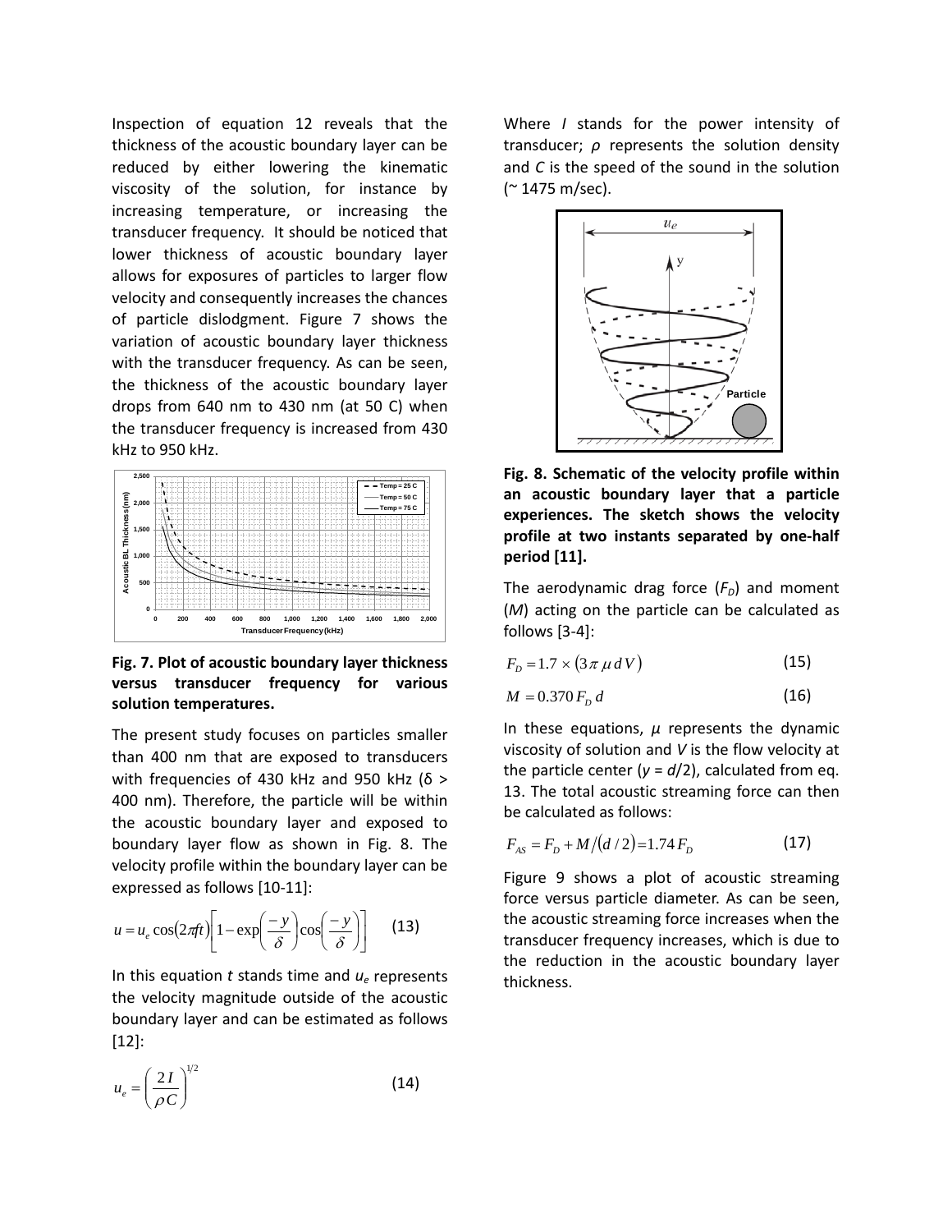Inspection of equation 12 reveals that the thickness of the acoustic boundary layer can be reduced by either lowering the kinematic viscosity of the solution, for instance by increasing temperature, or increasing the transducer frequency. It should be noticed that lower thickness of acoustic boundary layer allows for exposures of particles to larger flow velocity and consequently increases the chances of particle dislodgment. Figure 7 shows the variation of acoustic boundary layer thickness with the transducer frequency. As can be seen, the thickness of the acoustic boundary layer drops from 640 nm to 430 nm (at 50 C) when the transducer frequency is increased from 430 kHz to 950 kHz.

**Fig. 7. Plot of acoustic boundary layer thickness versus transducer frequency for various solution temperatures.**

The present study focuses on particles smaller than 400 nm that are exposed to transducers with frequencies of 430 kHz and 950 kHz ($\delta >$ 400 nm). Therefore, the particle will be within the acoustic boundary layer and exposed to boundary layer flow as shown in Fig. 8. The velocity profile within the boundary layer can be expressed as follows [10-11]:

$$u = u_e \cos(2\pi f t)\left[1 - \exp\left(\frac{-y}{\delta}\right)\cos\left(\frac{-y}{\delta}\right)\right] \qquad (13)$$

In this equation $t$ stands time and $u_e$ represents the velocity magnitude outside of the acoustic boundary layer and can be estimated as follows [12]:

$$u_e = \left(\frac{2I}{\rho C}\right)^{1/2} \qquad (14)$$

Where $I$ stands for the power intensity of transducer; $\rho$ represents the solution density and $C$ is the speed of the sound in the solution (~ 1475 m/sec).

**Fig. 8. Schematic of the velocity profile within an acoustic boundary layer that a particle experiences. The sketch shows the velocity profile at two instants separated by one-half period [11].**

The aerodynamic drag force ($F_D$) and moment ($M$) acting on the particle can be calculated as follows [3-4]:

$$F_D = 1.7 \times (3\pi\, \mu\, d\, V) \qquad (15)$$

$$M = 0.370\, F_D\, d \qquad (16)$$

In these equations, $\mu$ represents the dynamic viscosity of solution and $V$ is the flow velocity at the particle center ($y = d/2$), calculated from eq. 13. The total acoustic streaming force can then be calculated as follows:

$$F_{AS} = F_D + M/(d/2) = 1.74\, F_D \qquad (17)$$

Figure 9 shows a plot of acoustic streaming force versus particle diameter. As can be seen, the acoustic streaming force increases when the transducer frequency increases, which is due to the reduction in the acoustic boundary layer thickness.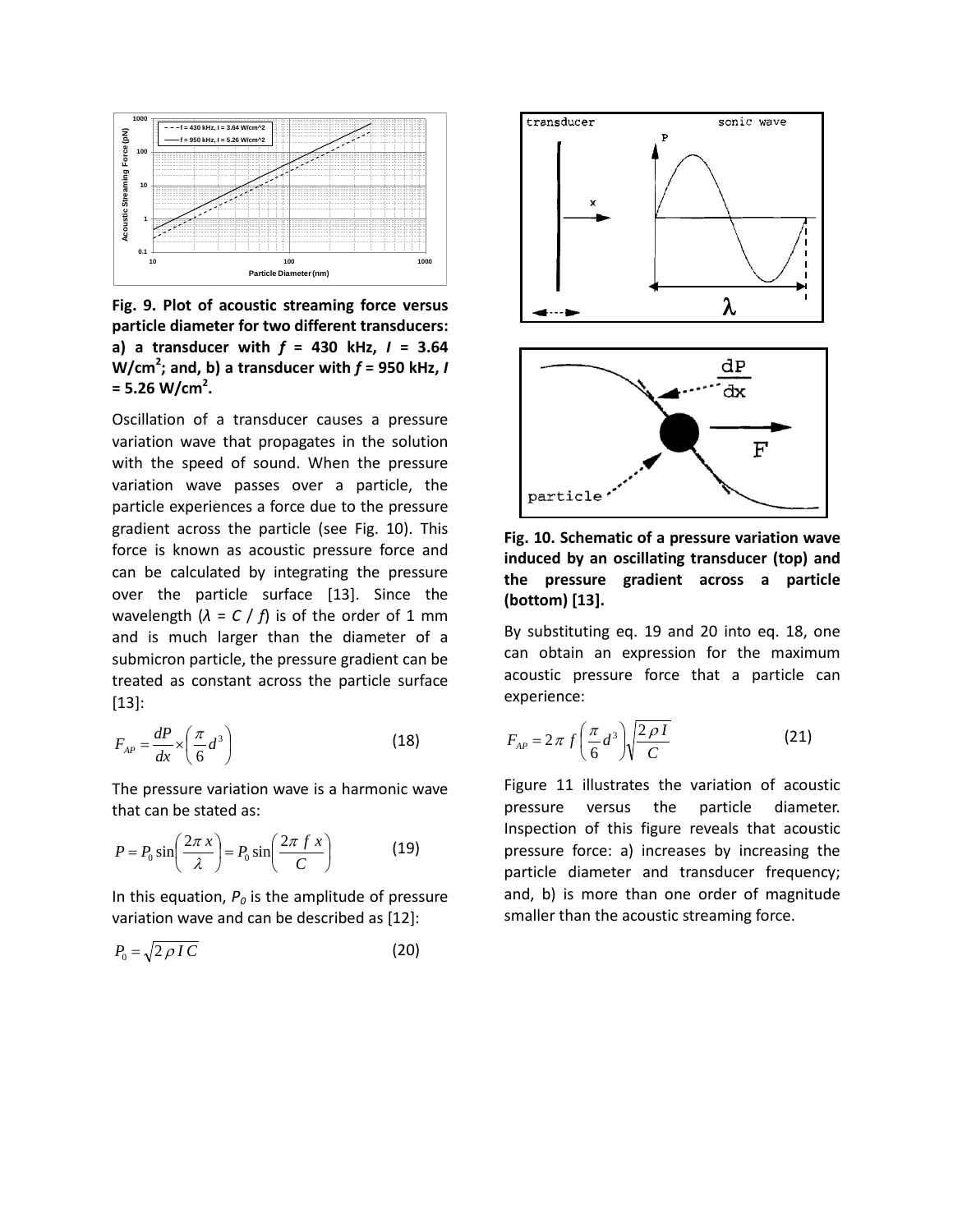**Fig. 9. Plot of acoustic streaming force versus particle diameter for two different transducers: a) a transducer with *f* = 430 kHz, *I* = 3.64 W/cm$^2$; and, b) a transducer with *f* = 950 kHz, *I* = 5.26 W/cm$^2$.**

Oscillation of a transducer causes a pressure variation wave that propagates in the solution with the speed of sound. When the pressure variation wave passes over a particle, the particle experiences a force due to the pressure gradient across the particle (see Fig. 10). This force is known as acoustic pressure force and can be calculated by integrating the pressure over the particle surface [13]. Since the wavelength ($\lambda = C / f$) is of the order of 1 mm and is much larger than the diameter of a submicron particle, the pressure gradient can be treated as constant across the particle surface [13]:

$$F_{AP} = \frac{dP}{dx} \times \left( \frac{\pi}{6} d^3 \right) \tag{18}$$

The pressure variation wave is a harmonic wave that can be stated as:

$$P = P_0 \sin\left( \frac{2\pi\, x}{\lambda} \right) = P_0 \sin\left( \frac{2\pi\, f\, x}{C} \right) \tag{19}$$

In this equation, $P_0$ is the amplitude of pressure variation wave and can be described as [12]:

$$P_0 = \sqrt{2 \rho I C} \tag{20}$$

**Fig. 10. Schematic of a pressure variation wave induced by an oscillating transducer (top) and the pressure gradient across a particle (bottom) [13].**

By substituting eq. 19 and 20 into eq. 18, one can obtain an expression for the maximum acoustic pressure force that a particle can experience:

$$F_{AP} = 2\pi\, f \left( \frac{\pi}{6} d^3 \right) \sqrt{\frac{2 \rho I}{C}} \tag{21}$$

Figure 11 illustrates the variation of acoustic pressure versus the particle diameter. Inspection of this figure reveals that acoustic pressure force: a) increases by increasing the particle diameter and transducer frequency; and, b) is more than one order of magnitude smaller than the acoustic streaming force.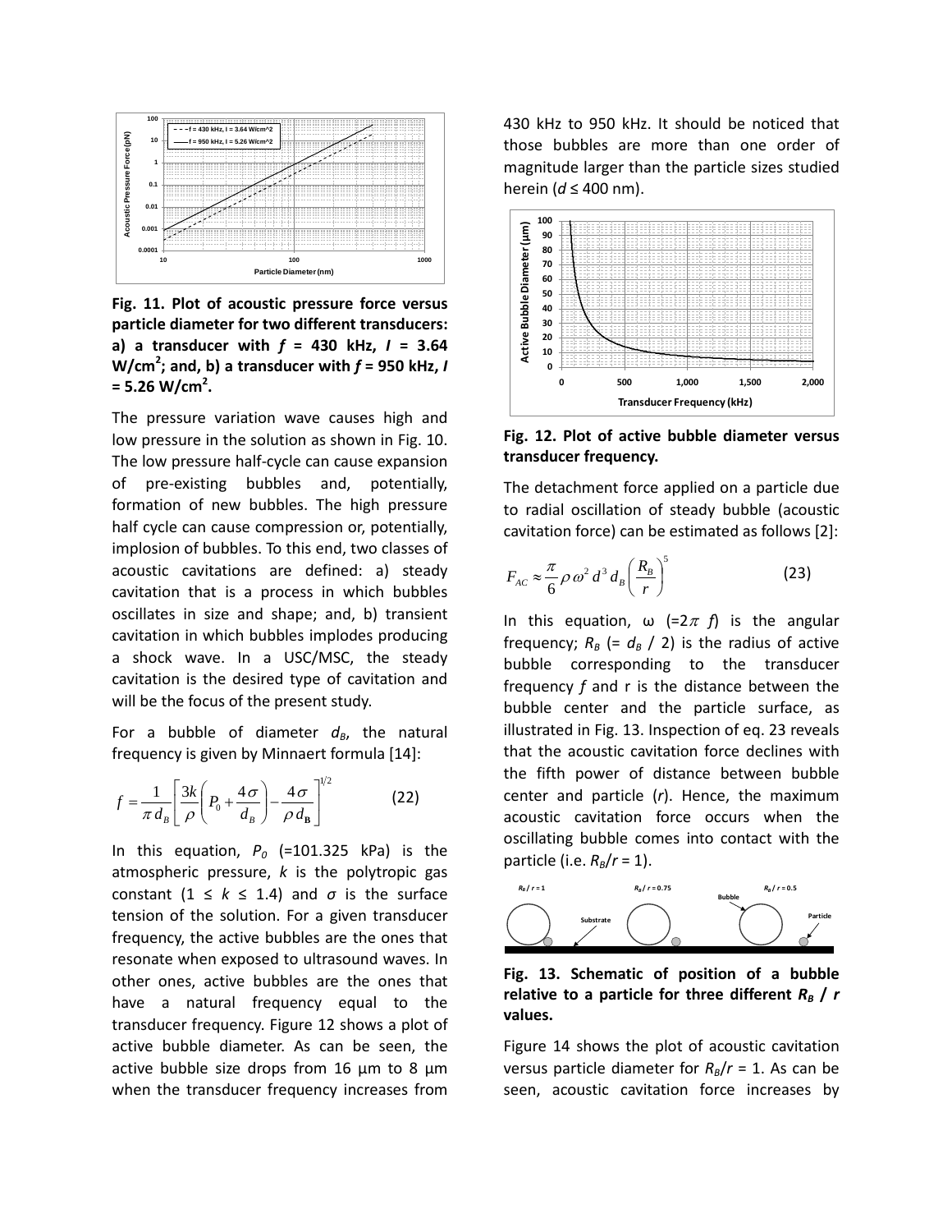**Fig. 11. Plot of acoustic pressure force versus particle diameter for two different transducers: a) a transducer with $f$ = 430 kHz, $I$ = 3.64 W/cm$^2$; and, b) a transducer with $f$ = 950 kHz, $I$ = 5.26 W/cm$^2$.**

The pressure variation wave causes high and low pressure in the solution as shown in Fig. 10. The low pressure half-cycle can cause expansion of pre-existing bubbles and, potentially, formation of new bubbles. The high pressure half cycle can cause compression or, potentially, implosion of bubbles. To this end, two classes of acoustic cavitations are defined: a) steady cavitation that is a process in which bubbles oscillates in size and shape; and, b) transient cavitation in which bubbles implodes producing a shock wave. In a USC/MSC, the steady cavitation is the desired type of cavitation and will be the focus of the present study.

For a bubble of diameter $d_B$, the natural frequency is given by Minnaert formula [14]:

$$f = \frac{1}{\pi d_B}\left[\frac{3k}{\rho}\left(P_0 + \frac{4\sigma}{d_B}\right) - \frac{4\sigma}{\rho d_B}\right]^{1/2} \quad (22)$$

In this equation, $P_0$ (=101.325 kPa) is the atmospheric pressure, $k$ is the polytropic gas constant ($1 \leq k \leq 1.4$) and $\sigma$ is the surface tension of the solution. For a given transducer frequency, the active bubbles are the ones that resonate when exposed to ultrasound waves. In other ones, active bubbles are the ones that have a natural frequency equal to the transducer frequency. Figure 12 shows a plot of active bubble diameter. As can be seen, the active bubble size drops from 16 µm to 8 µm when the transducer frequency increases from 430 kHz to 950 kHz. It should be noticed that those bubbles are more than one order of magnitude larger than the particle sizes studied herein ($d \leq$ 400 nm).

**Fig. 12. Plot of active bubble diameter versus transducer frequency.**

The detachment force applied on a particle due to radial oscillation of steady bubble (acoustic cavitation force) can be estimated as follows [2]:

$$F_{AC} \approx \frac{\pi}{6}\rho\omega^2 d^3 d_B \left(\frac{R_B}{r}\right)^5 \quad (23)$$

In this equation, $\omega$ (=$2\pi f$) is the angular frequency; $R_B$ (= $d_B$ / 2) is the radius of active bubble corresponding to the transducer frequency $f$ and r is the distance between the bubble center and the particle surface, as illustrated in Fig. 13. Inspection of eq. 23 reveals that the acoustic cavitation force declines with the fifth power of distance between bubble center and particle ($r$). Hence, the maximum acoustic cavitation force occurs when the oscillating bubble comes into contact with the particle (i.e. $R_B/r$ = 1).

**Fig. 13. Schematic of position of a bubble relative to a particle for three different $R_B$ / $r$ values.**

Figure 14 shows the plot of acoustic cavitation versus particle diameter for $R_B/r$ = 1. As can be seen, acoustic cavitation force increases by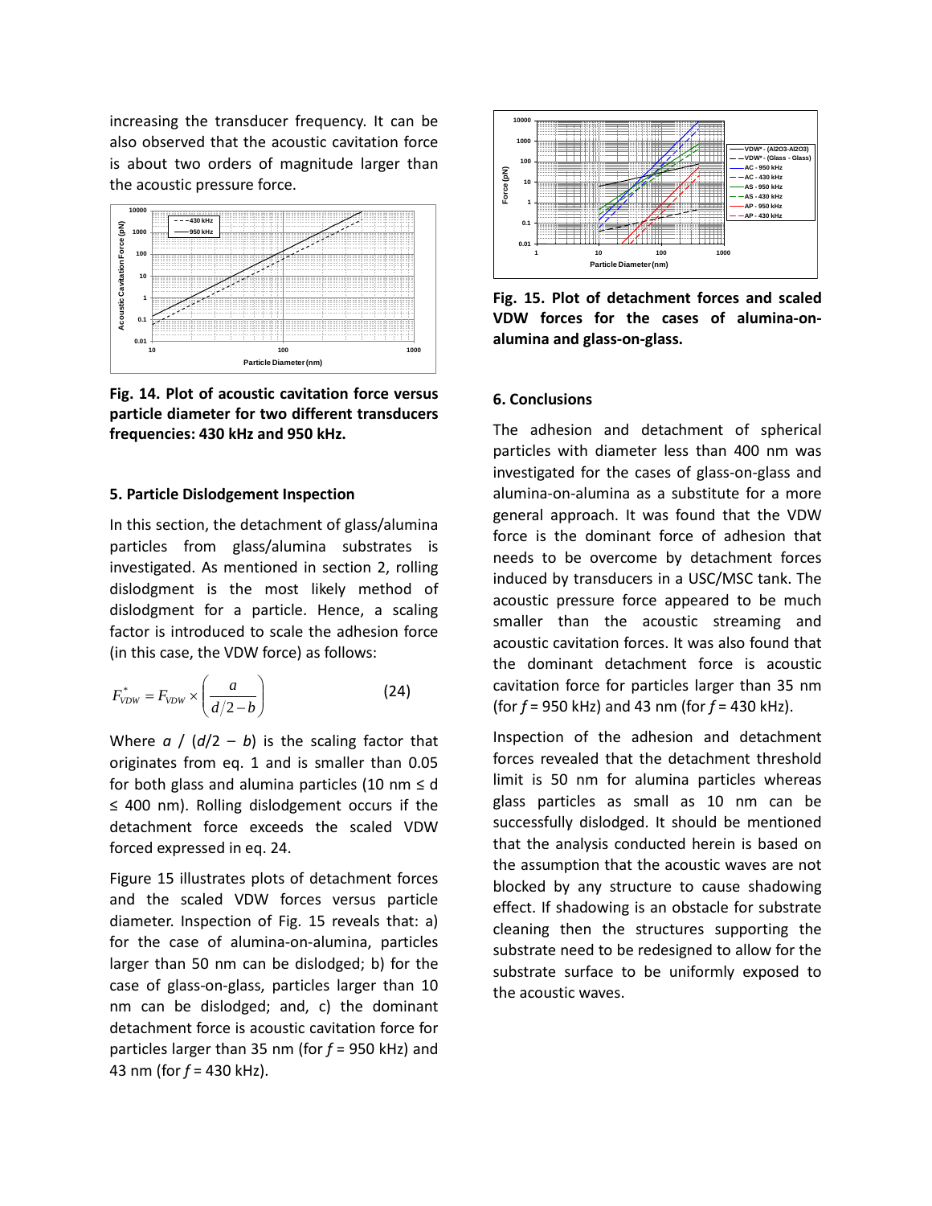increasing the transducer frequency. It can be also observed that the acoustic cavitation force is about two orders of magnitude larger than the acoustic pressure force.

**Fig. 14. Plot of acoustic cavitation force versus particle diameter for two different transducers frequencies: 430 kHz and 950 kHz.**

### 5. Particle Dislodgement Inspection

In this section, the detachment of glass/alumina particles from glass/alumina substrates is investigated. As mentioned in section 2, rolling dislodgment is the most likely method of dislodgment for a particle. Hence, a scaling factor is introduced to scale the adhesion force (in this case, the VDW force) as follows:

$$F_{VDW}^{*} = F_{VDW} \times \left( \frac{a}{d/2 - b} \right) \qquad (24)$$

Where $a$ / ($d$/2 – $b$) is the scaling factor that originates from eq. 1 and is smaller than 0.05 for both glass and alumina particles (10 nm ≤ d ≤ 400 nm). Rolling dislodgement occurs if the detachment force exceeds the scaled VDW forced expressed in eq. 24.

Figure 15 illustrates plots of detachment forces and the scaled VDW forces versus particle diameter. Inspection of Fig. 15 reveals that: a) for the case of alumina-on-alumina, particles larger than 50 nm can be dislodged; b) for the case of glass-on-glass, particles larger than 10 nm can be dislodged; and, c) the dominant detachment force is acoustic cavitation force for particles larger than 35 nm (for $f$ = 950 kHz) and 43 nm (for $f$ = 430 kHz).

**Fig. 15. Plot of detachment forces and scaled VDW forces for the cases of alumina-on-alumina and glass-on-glass.**

### 6. Conclusions

The adhesion and detachment of spherical particles with diameter less than 400 nm was investigated for the cases of glass-on-glass and alumina-on-alumina as a substitute for a more general approach. It was found that the VDW force is the dominant force of adhesion that needs to be overcome by detachment forces induced by transducers in a USC/MSC tank. The acoustic pressure force appeared to be much smaller than the acoustic streaming and acoustic cavitation forces. It was also found that the dominant detachment force is acoustic cavitation force for particles larger than 35 nm (for $f$ = 950 kHz) and 43 nm (for $f$ = 430 kHz).

Inspection of the adhesion and detachment forces revealed that the detachment threshold limit is 50 nm for alumina particles whereas glass particles as small as 10 nm can be successfully dislodged. It should be mentioned that the analysis conducted herein is based on the assumption that the acoustic waves are not blocked by any structure to cause shadowing effect. If shadowing is an obstacle for substrate cleaning then the structures supporting the substrate need to be redesigned to allow for the substrate surface to be uniformly exposed to the acoustic waves.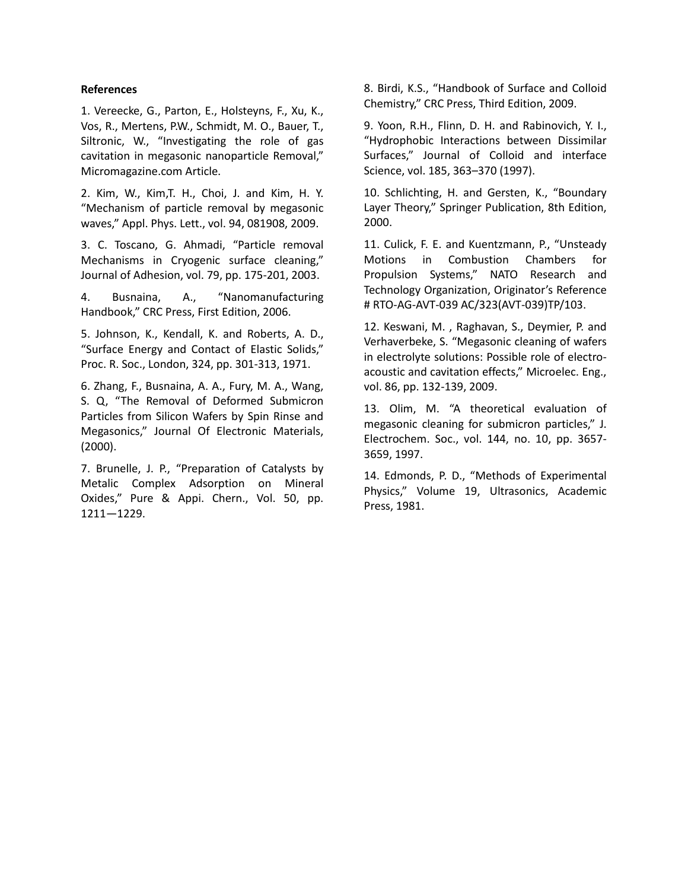**References**

1. Vereecke, G., Parton, E., Holsteyns, F., Xu, K., Vos, R., Mertens, P.W., Schmidt, M. O., Bauer, T., Siltronic, W., "Investigating the role of gas cavitation in megasonic nanoparticle Removal," Micromagazine.com Article.

2. Kim, W., Kim,T. H., Choi, J. and Kim, H. Y. "Mechanism of particle removal by megasonic waves," Appl. Phys. Lett., vol. 94, 081908, 2009.

3. C. Toscano, G. Ahmadi, "Particle removal Mechanisms in Cryogenic surface cleaning," Journal of Adhesion, vol. 79, pp. 175-201, 2003.

4. Busnaina, A., "Nanomanufacturing Handbook," CRC Press, First Edition, 2006.

5. Johnson, K., Kendall, K. and Roberts, A. D., "Surface Energy and Contact of Elastic Solids," Proc. R. Soc., London, 324, pp. 301-313, 1971.

6. Zhang, F., Busnaina, A. A., Fury, M. A., Wang, S. Q, "The Removal of Deformed Submicron Particles from Silicon Wafers by Spin Rinse and Megasonics," Journal Of Electronic Materials, (2000).

7. Brunelle, J. P., "Preparation of Catalysts by Metalic Complex Adsorption on Mineral Oxides," Pure & Appi. Chern., Vol. 50, pp. 1211—1229.

8. Birdi, K.S., "Handbook of Surface and Colloid Chemistry," CRC Press, Third Edition, 2009.

9. Yoon, R.H., Flinn, D. H. and Rabinovich, Y. I., "Hydrophobic Interactions between Dissimilar Surfaces," Journal of Colloid and interface Science, vol. 185, 363–370 (1997).

10. Schlichting, H. and Gersten, K., "Boundary Layer Theory," Springer Publication, 8th Edition, 2000.

11. Culick, F. E. and Kuentzmann, P., "Unsteady Motions in Combustion Chambers for Propulsion Systems," NATO Research and Technology Organization, Originator's Reference # RTO-AG-AVT-039 AC/323(AVT-039)TP/103.

12. Keswani, M. , Raghavan, S., Deymier, P. and Verhaverbeke, S. "Megasonic cleaning of wafers in electrolyte solutions: Possible role of electro-acoustic and cavitation effects," Microelec. Eng., vol. 86, pp. 132-139, 2009.

13. Olim, M. "A theoretical evaluation of megasonic cleaning for submicron particles," J. Electrochem. Soc., vol. 144, no. 10, pp. 3657-3659, 1997.

14. Edmonds, P. D., "Methods of Experimental Physics," Volume 19, Ultrasonics, Academic Press, 1981.